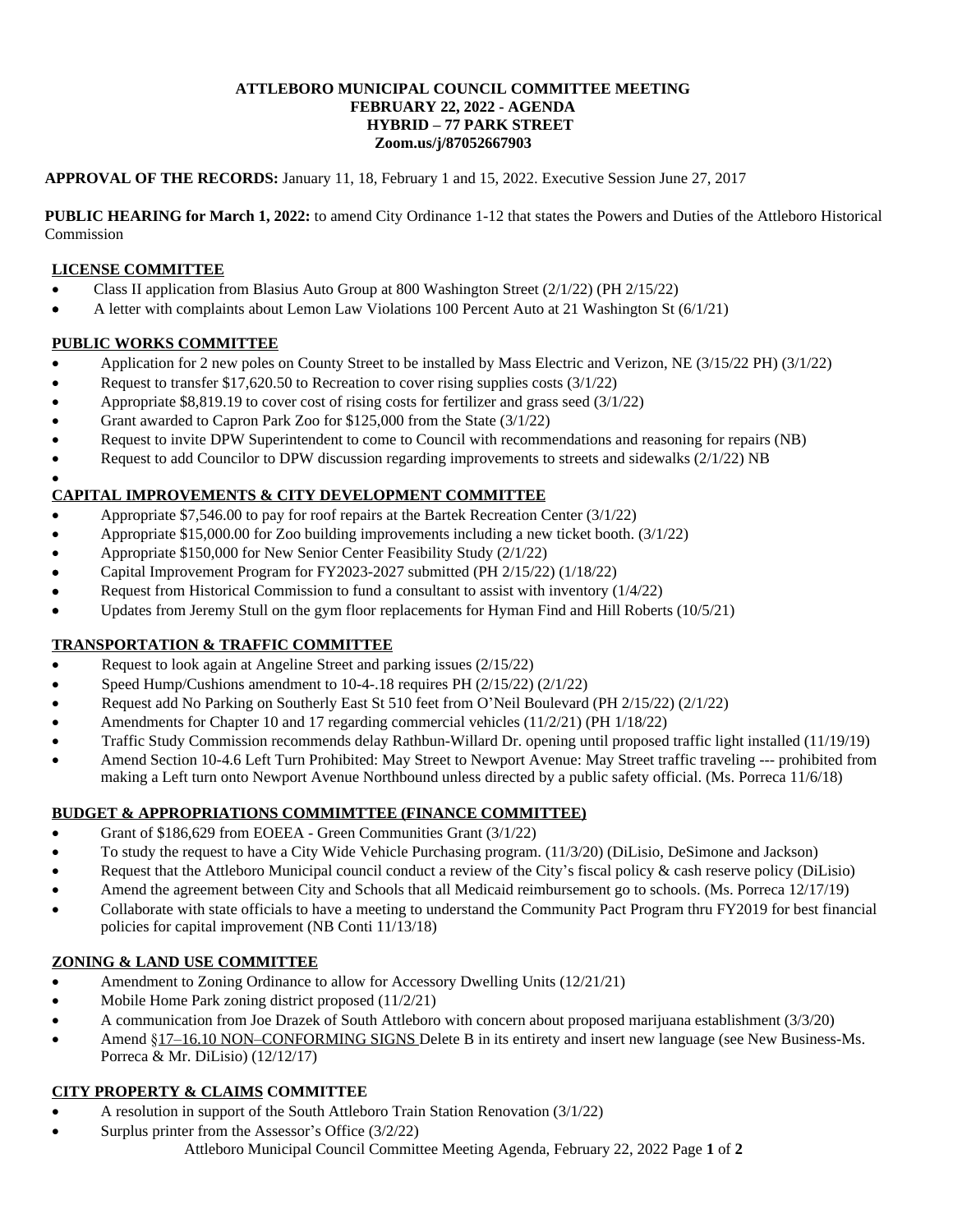**ATTLEBORO MUNICIPAL COUNCIL COMMITTEE MEETING**
**FEBRUARY 22, 2022 - AGENDA**
**HYBRID – 77 PARK STREET**
**Zoom.us/j/87052667903**

**APPROVAL OF THE RECORDS:** January 11, 18, February 1 and 15, 2022. Executive Session June 27, 2017

**PUBLIC HEARING for March 1, 2022:** to amend City Ordinance 1-12 that states the Powers and Duties of the Attleboro Historical Commission

**LICENSE COMMITTEE**

- Class II application from Blasius Auto Group at 800 Washington Street (2/1/22) (PH 2/15/22)
- A letter with complaints about Lemon Law Violations 100 Percent Auto at 21 Washington St (6/1/21)

**PUBLIC WORKS COMMITTEE**

- Application for 2 new poles on County Street to be installed by Mass Electric and Verizon, NE (3/15/22 PH) (3/1/22)
- Request to transfer $17,620.50 to Recreation to cover rising supplies costs (3/1/22)
- Appropriate $8,819.19 to cover cost of rising costs for fertilizer and grass seed (3/1/22)
- Grant awarded to Capron Park Zoo for $125,000 from the State (3/1/22)
- Request to invite DPW Superintendent to come to Council with recommendations and reasoning for repairs (NB)
- Request to add Councilor to DPW discussion regarding improvements to streets and sidewalks (2/1/22) NB

**CAPITAL IMPROVEMENTS & CITY DEVELOPMENT COMMITTEE**

- Appropriate $7,546.00 to pay for roof repairs at the Bartek Recreation Center (3/1/22)
- Appropriate $15,000.00 for Zoo building improvements including a new ticket booth. (3/1/22)
- Appropriate $150,000 for New Senior Center Feasibility Study (2/1/22)
- Capital Improvement Program for FY2023-2027 submitted (PH 2/15/22) (1/18/22)
- Request from Historical Commission to fund a consultant to assist with inventory (1/4/22)
- Updates from Jeremy Stull on the gym floor replacements for Hyman Find and Hill Roberts (10/5/21)

**TRANSPORTATION & TRAFFIC COMMITTEE**

- Request to look again at Angeline Street and parking issues (2/15/22)
- Speed Hump/Cushions amendment to 10-4-.18 requires PH (2/15/22) (2/1/22)
- Request add No Parking on Southerly East St 510 feet from O'Neil Boulevard (PH 2/15/22) (2/1/22)
- Amendments for Chapter 10 and 17 regarding commercial vehicles (11/2/21) (PH 1/18/22)
- Traffic Study Commission recommends delay Rathbun-Willard Dr. opening until proposed traffic light installed (11/19/19)
- Amend Section 10-4.6 Left Turn Prohibited: May Street to Newport Avenue: May Street traffic traveling --- prohibited from making a Left turn onto Newport Avenue Northbound unless directed by a public safety official. (Ms. Porreca 11/6/18)

**BUDGET & APPROPRIATIONS COMMIMTTEE (FINANCE COMMITTEE)**

- Grant of $186,629 from EOEEA - Green Communities Grant (3/1/22)
- To study the request to have a City Wide Vehicle Purchasing program. (11/3/20) (DiLisio, DeSimone and Jackson)
- Request that the Attleboro Municipal council conduct a review of the City's fiscal policy & cash reserve policy (DiLisio)
- Amend the agreement between City and Schools that all Medicaid reimbursement go to schools. (Ms. Porreca 12/17/19)
- Collaborate with state officials to have a meeting to understand the Community Pact Program thru FY2019 for best financial policies for capital improvement (NB Conti 11/13/18)

**ZONING & LAND USE COMMITTEE**

- Amendment to Zoning Ordinance to allow for Accessory Dwelling Units (12/21/21)
- Mobile Home Park zoning district proposed (11/2/21)
- A communication from Joe Drazek of South Attleboro with concern about proposed marijuana establishment (3/3/20)
- Amend §17–16.10 NON–CONFORMING SIGNS Delete B in its entirety and insert new language (see New Business-Ms. Porreca & Mr. DiLisio) (12/12/17)

**CITY PROPERTY & CLAIMS COMMITTEE**

- A resolution in support of the South Attleboro Train Station Renovation (3/1/22)
- Surplus printer from the Assessor's Office (3/2/22)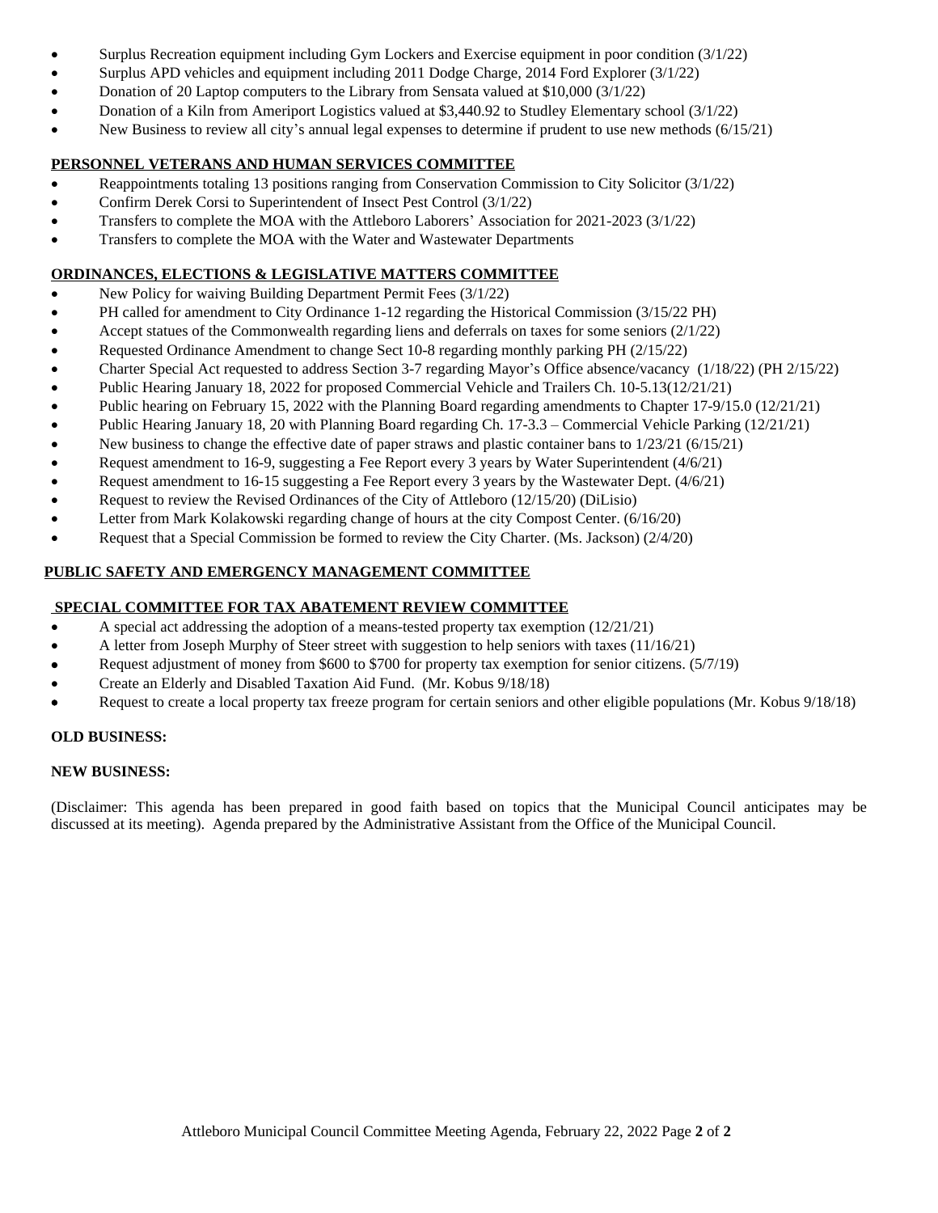- Surplus Recreation equipment including Gym Lockers and Exercise equipment in poor condition (3/1/22)
- Surplus APD vehicles and equipment including 2011 Dodge Charge, 2014 Ford Explorer (3/1/22)
- Donation of 20 Laptop computers to the Library from Sensata valued at $10,000 (3/1/22)
- Donation of a Kiln from Ameriport Logistics valued at $3,440.92 to Studley Elementary school (3/1/22)
- New Business to review all city's annual legal expenses to determine if prudent to use new methods (6/15/21)

**PERSONNEL VETERANS AND HUMAN SERVICES COMMITTEE**

- Reappointments totaling 13 positions ranging from Conservation Commission to City Solicitor (3/1/22)
- Confirm Derek Corsi to Superintendent of Insect Pest Control (3/1/22)
- Transfers to complete the MOA with the Attleboro Laborers' Association for 2021-2023 (3/1/22)
- Transfers to complete the MOA with the Water and Wastewater Departments

**ORDINANCES, ELECTIONS & LEGISLATIVE MATTERS COMMITTEE**

- New Policy for waiving Building Department Permit Fees (3/1/22)
- PH called for amendment to City Ordinance 1-12 regarding the Historical Commission (3/15/22 PH)
- Accept statues of the Commonwealth regarding liens and deferrals on taxes for some seniors (2/1/22)
- Requested Ordinance Amendment to change Sect 10-8 regarding monthly parking PH (2/15/22)
- Charter Special Act requested to address Section 3-7 regarding Mayor's Office absence/vacancy (1/18/22) (PH 2/15/22)
- Public Hearing January 18, 2022 for proposed Commercial Vehicle and Trailers Ch. 10-5.13(12/21/21)
- Public hearing on February 15, 2022 with the Planning Board regarding amendments to Chapter 17-9/15.0 (12/21/21)
- Public Hearing January 18, 20 with Planning Board regarding Ch. 17-3.3 – Commercial Vehicle Parking (12/21/21)
- New business to change the effective date of paper straws and plastic container bans to 1/23/21 (6/15/21)
- Request amendment to 16-9, suggesting a Fee Report every 3 years by Water Superintendent (4/6/21)
- Request amendment to 16-15 suggesting a Fee Report every 3 years by the Wastewater Dept. (4/6/21)
- Request to review the Revised Ordinances of the City of Attleboro (12/15/20) (DiLisio)
- Letter from Mark Kolakowski regarding change of hours at the city Compost Center. (6/16/20)
- Request that a Special Commission be formed to review the City Charter. (Ms. Jackson) (2/4/20)

**PUBLIC SAFETY AND EMERGENCY MANAGEMENT COMMITTEE**

**SPECIAL COMMITTEE FOR TAX ABATEMENT REVIEW COMMITTEE**

- A special act addressing the adoption of a means-tested property tax exemption (12/21/21)
- A letter from Joseph Murphy of Steer street with suggestion to help seniors with taxes (11/16/21)
- Request adjustment of money from $600 to $700 for property tax exemption for senior citizens. (5/7/19)
- Create an Elderly and Disabled Taxation Aid Fund. (Mr. Kobus 9/18/18)
- Request to create a local property tax freeze program for certain seniors and other eligible populations (Mr. Kobus 9/18/18)

**OLD BUSINESS:**

**NEW BUSINESS:**

(Disclaimer: This agenda has been prepared in good faith based on topics that the Municipal Council anticipates may be discussed at its meeting). Agenda prepared by the Administrative Assistant from the Office of the Municipal Council.